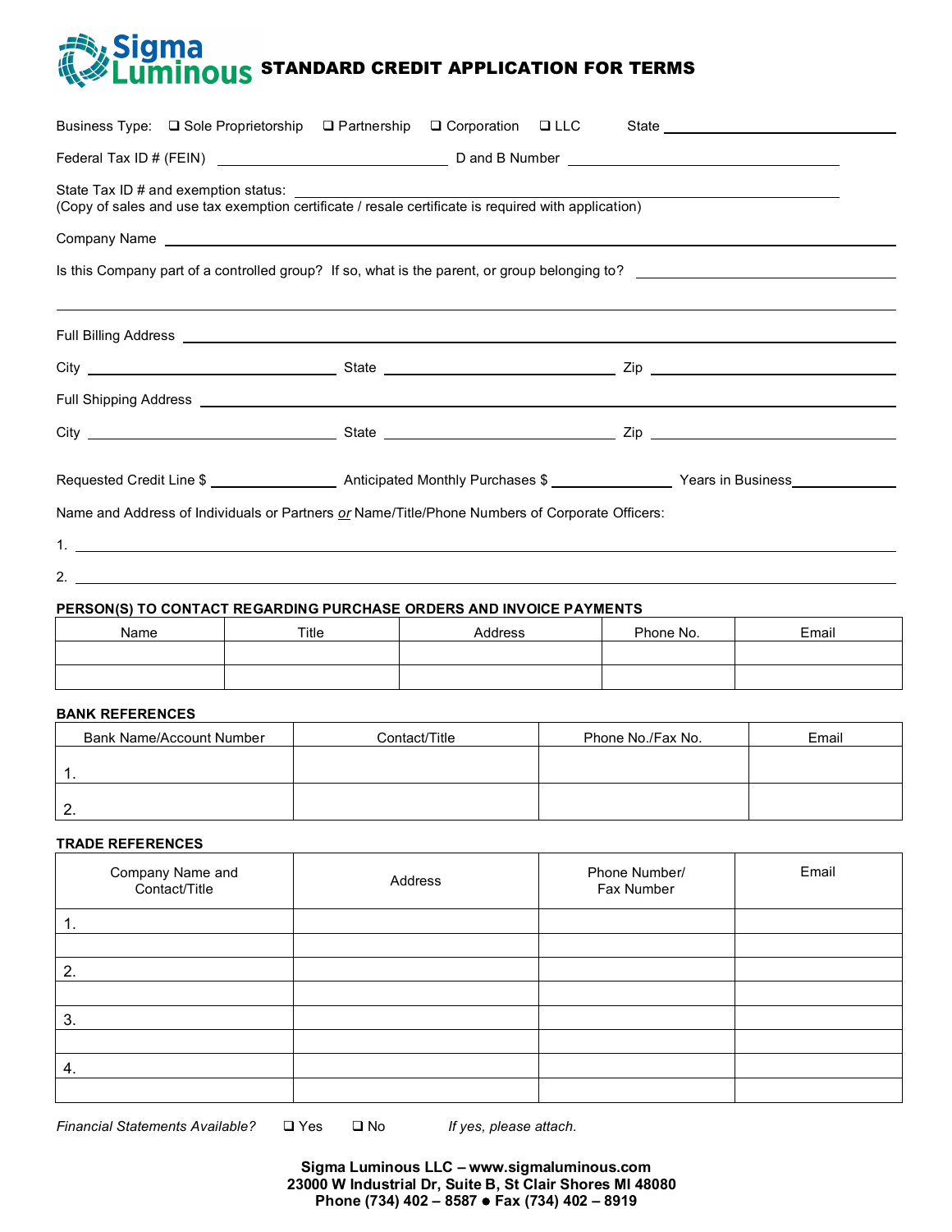# Sigma Luminous STANDARD CREDIT APPLICATION FOR TERMS

Business Type: ❑ Sole Proprietorship ❑ Partnership ❑ Corporation ❑ LLC State ____________________

Federal Tax ID # (FEIN) ____________________ D and B Number ____________________

State Tax ID # and exemption status: ____________________
(Copy of sales and use tax exemption certificate / resale certificate is required with application)

Company Name ____________________

Is this Company part of a controlled group? If so, what is the parent, or group belonging to? ____________________

Full Billing Address ____________________

City ____________________ State ____________________ Zip ____________________

Full Shipping Address ____________________

City ____________________ State ____________________ Zip ____________________

Requested Credit Line $ __________ Anticipated Monthly Purchases $ __________ Years in Business__________

Name and Address of Individuals or Partners *or* Name/Title/Phone Numbers of Corporate Officers:

1. ____________________

2. ____________________

**PERSON(S) TO CONTACT REGARDING PURCHASE ORDERS AND INVOICE PAYMENTS**

| Name | Title | Address | Phone No. | Email |
|---|---|---|---|---|
| | | | | |
| | | | | |

**BANK REFERENCES**

| Bank Name/Account Number | Contact/Title | Phone No./Fax No. | Email |
|---|---|---|---|
| 1. | | | |
| 2. | | | |

**TRADE REFERENCES**

| Company Name and Contact/Title | Address | Phone Number/ Fax Number | Email |
|---|---|---|---|
| 1. | | | |
| | | | |
| 2. | | | |
| | | | |
| 3. | | | |
| | | | |
| 4. | | | |
| | | | |

*Financial Statements Available?* ❑ Yes ❑ No *If yes, please attach.*

**Sigma Luminous LLC – www.sigmaluminous.com**
**23000 W Industrial Dr, Suite B, St Clair Shores MI 48080**
**Phone (734) 402 – 8587 ● Fax (734) 402 – 8919**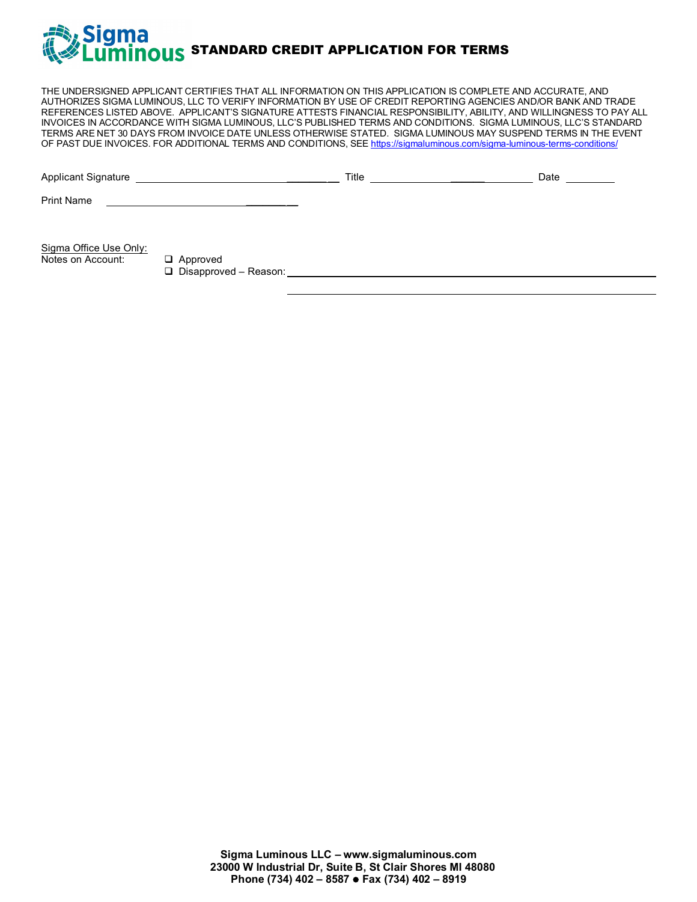# STANDARD CREDIT APPLICATION FOR TERMS

THE UNDERSIGNED APPLICANT CERTIFIES THAT ALL INFORMATION ON THIS APPLICATION IS COMPLETE AND ACCURATE, AND AUTHORIZES SIGMA LUMINOUS, LLC TO VERIFY INFORMATION BY USE OF CREDIT REPORTING AGENCIES AND/OR BANK AND TRADE REFERENCES LISTED ABOVE. APPLICANT'S SIGNATURE ATTESTS FINANCIAL RESPONSIBILITY, ABILITY, AND WILLINGNESS TO PAY ALL INVOICES IN ACCORDANCE WITH SIGMA LUMINOUS, LLC'S PUBLISHED TERMS AND CONDITIONS. SIGMA LUMINOUS, LLC'S STANDARD TERMS ARE NET 30 DAYS FROM INVOICE DATE UNLESS OTHERWISE STATED. SIGMA LUMINOUS MAY SUSPEND TERMS IN THE EVENT OF PAST DUE INVOICES. FOR ADDITIONAL TERMS AND CONDITIONS, SEE https://sigmaluminous.com/sigma-luminous-terms-conditions/

Applicant Signature ______________________________ Title ______________________ Date __________

Print Name ______________________________

Sigma Office Use Only:
Notes on Account:
- ❑ Approved
- ❑ Disapproved – Reason: ______________________________________________

______________________________________________

**Sigma Luminous LLC – www.sigmaluminous.com**
**23000 W Industrial Dr, Suite B, St Clair Shores MI 48080**
**Phone (734) 402 – 8587 ● Fax (734) 402 – 8919**